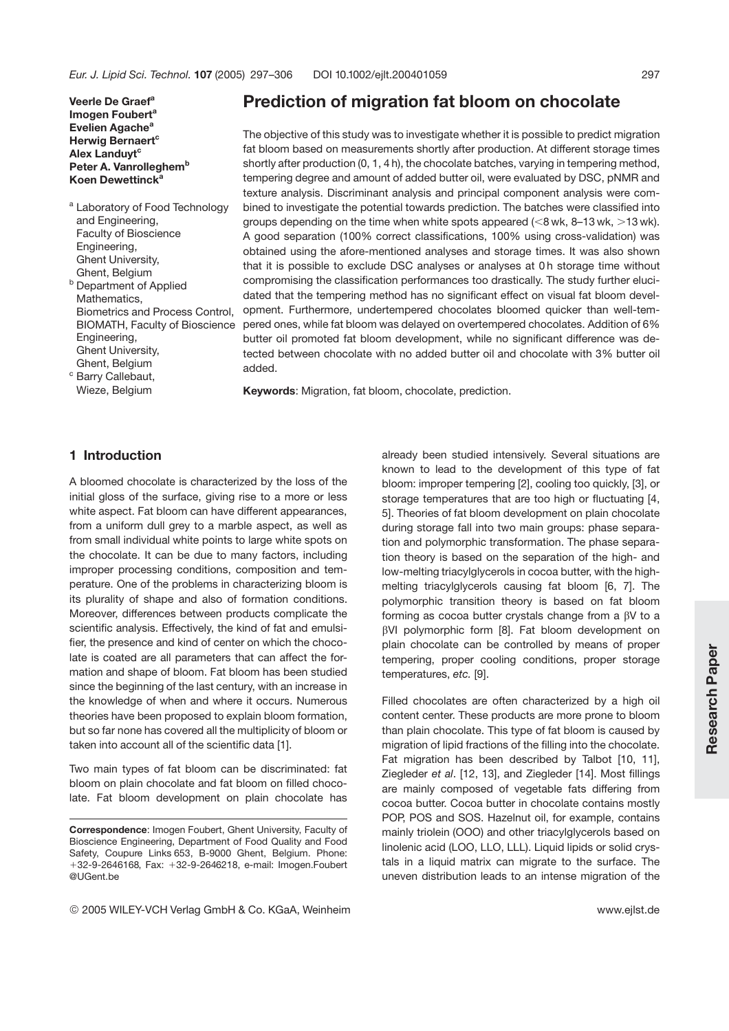# Prediction of migration fat bloom on chocolate

**Veerle De Graef[a]**
**Imogen Foubert[a]**
**Evelien Agache[a]**
**Herwig Bernaert[c]**
**Alex Landuyt[c]**
**Peter A. Vanrolleghem[b]**
**Koen Dewettinck[a]**

[a] Laboratory of Food Technology and Engineering, Faculty of Bioscience Engineering, Ghent University, Ghent, Belgium

[b] Department of Applied Mathematics, Biometrics and Process Control, BIOMATH, Faculty of Bioscience Engineering, Ghent University, Ghent, Belgium

[c] Barry Callebaut, Wieze, Belgium

The objective of this study was to investigate whether it is possible to predict migration fat bloom based on measurements shortly after production. At different storage times shortly after production (0, 1, 4 h), the chocolate batches, varying in tempering method, tempering degree and amount of added butter oil, were evaluated by DSC, pNMR and texture analysis. Discriminant analysis and principal component analysis were combined to investigate the potential towards prediction. The batches were classified into groups depending on the time when white spots appeared (<8 wk, 8–13 wk, >13 wk). A good separation (100% correct classifications, 100% using cross-validation) was obtained using the afore-mentioned analyses and storage times. It was also shown that it is possible to exclude DSC analyses or analyses at 0 h storage time without compromising the classification performances too drastically. The study further elucidated that the tempering method has no significant effect on visual fat bloom development. Furthermore, undertempered chocolates bloomed quicker than well-tempered ones, while fat bloom was delayed on overtempered chocolates. Addition of 6% butter oil promoted fat bloom development, while no significant difference was detected between chocolate with no added butter oil and chocolate with 3% butter oil added.

**Keywords**: Migration, fat bloom, chocolate, prediction.

## 1 Introduction

A bloomed chocolate is characterized by the loss of the initial gloss of the surface, giving rise to a more or less white aspect. Fat bloom can have different appearances, from a uniform dull grey to a marble aspect, as well as from small individual white points to large white spots on the chocolate. It can be due to many factors, including improper processing conditions, composition and temperature. One of the problems in characterizing bloom is its plurality of shape and also of formation conditions. Moreover, differences between products complicate the scientific analysis. Effectively, the kind of fat and emulsifier, the presence and kind of center on which the chocolate is coated are all parameters that can affect the formation and shape of bloom. Fat bloom has been studied since the beginning of the last century, with an increase in the knowledge of when and where it occurs. Numerous theories have been proposed to explain bloom formation, but so far none has covered all the multiplicity of bloom or taken into account all of the scientific data [1].

Two main types of fat bloom can be discriminated: fat bloom on plain chocolate and fat bloom on filled chocolate. Fat bloom development on plain chocolate has already been studied intensively. Several situations are known to lead to the development of this type of fat bloom: improper tempering [2], cooling too quickly, [3], or storage temperatures that are too high or fluctuating [4, 5]. Theories of fat bloom development on plain chocolate during storage fall into two main groups: phase separation and polymorphic transformation. The phase separation theory is based on the separation of the high- and low-melting triacylglycerols in cocoa butter, with the high-melting triacylglycerols causing fat bloom [6, 7]. The polymorphic transition theory is based on fat bloom forming as cocoa butter crystals change from a βV to a βVI polymorphic form [8]. Fat bloom development on plain chocolate can be controlled by means of proper tempering, proper cooling conditions, proper storage temperatures, *etc.* [9].

Filled chocolates are often characterized by a high oil content center. These products are more prone to bloom than plain chocolate. This type of fat bloom is caused by migration of lipid fractions of the filling into the chocolate. Fat migration has been described by Talbot [10, 11], Ziegleder *et al*. [12, 13], and Ziegleder [14]. Most fillings are mainly composed of vegetable fats differing from cocoa butter. Cocoa butter in chocolate contains mostly POP, POS and SOS. Hazelnut oil, for example, contains mainly triolein (OOO) and other triacylglycerols based on linolenic acid (LOO, LLO, LLL). Liquid lipids or solid crystals in a liquid matrix can migrate to the surface. The uneven distribution leads to an intense migration of the

**Correspondence**: Imogen Foubert, Ghent University, Faculty of Bioscience Engineering, Department of Food Quality and Food Safety, Coupure Links 653, B-9000 Ghent, Belgium. Phone: +32-9-2646168, Fax: +32-9-2646218, e-mail: Imogen.Foubert@UGent.be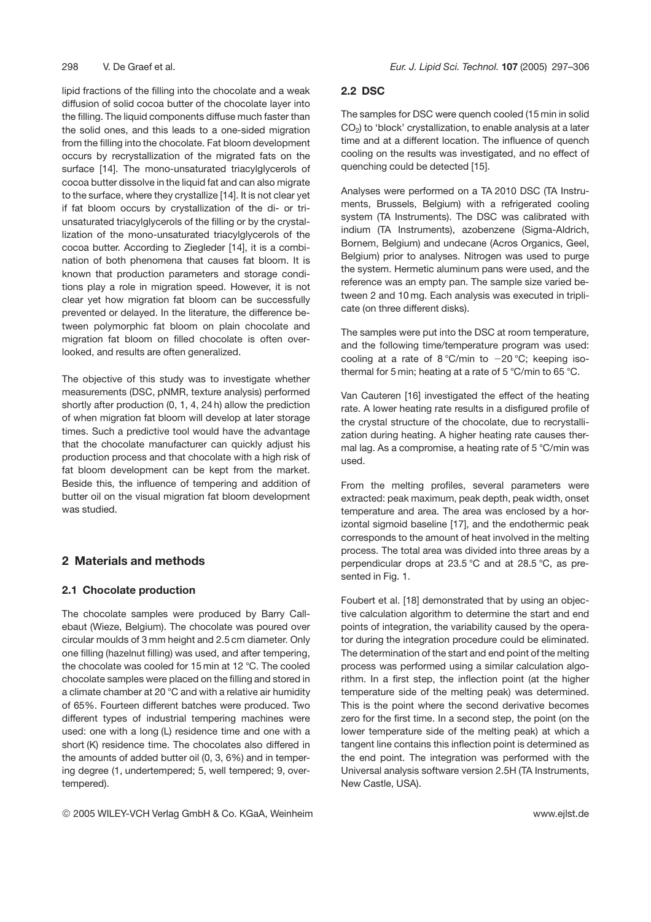lipid fractions of the filling into the chocolate and a weak diffusion of solid cocoa butter of the chocolate layer into the filling. The liquid components diffuse much faster than the solid ones, and this leads to a one-sided migration from the filling into the chocolate. Fat bloom development occurs by recrystallization of the migrated fats on the surface [14]. The mono-unsaturated triacylglycerols of cocoa butter dissolve in the liquid fat and can also migrate to the surface, where they crystallize [14]. It is not clear yet if fat bloom occurs by crystallization of the di- or tri-unsaturated triacylglycerols of the filling or by the crystallization of the mono-unsaturated triacylglycerols of the cocoa butter. According to Ziegleder [14], it is a combination of both phenomena that causes fat bloom. It is known that production parameters and storage conditions play a role in migration speed. However, it is not clear yet how migration fat bloom can be successfully prevented or delayed. In the literature, the difference between polymorphic fat bloom on plain chocolate and migration fat bloom on filled chocolate is often overlooked, and results are often generalized.

The objective of this study was to investigate whether measurements (DSC, pNMR, texture analysis) performed shortly after production (0, 1, 4, 24 h) allow the prediction of when migration fat bloom will develop at later storage times. Such a predictive tool would have the advantage that the chocolate manufacturer can quickly adjust his production process and that chocolate with a high risk of fat bloom development can be kept from the market. Beside this, the influence of tempering and addition of butter oil on the visual migration fat bloom development was studied.

## 2 Materials and methods

### 2.1 Chocolate production

The chocolate samples were produced by Barry Callebaut (Wieze, Belgium). The chocolate was poured over circular moulds of 3 mm height and 2.5 cm diameter. Only one filling (hazelnut filling) was used, and after tempering, the chocolate was cooled for 15 min at 12 °C. The cooled chocolate samples were placed on the filling and stored in a climate chamber at 20 °C and with a relative air humidity of 65%. Fourteen different batches were produced. Two different types of industrial tempering machines were used: one with a long (L) residence time and one with a short (K) residence time. The chocolates also differed in the amounts of added butter oil (0, 3, 6%) and in tempering degree (1, undertempered; 5, well tempered; 9, overtempered).

### 2.2 DSC

The samples for DSC were quench cooled (15 min in solid $CO_2$) to 'block' crystallization, to enable analysis at a later time and at a different location. The influence of quench cooling on the results was investigated, and no effect of quenching could be detected [15].

Analyses were performed on a TA 2010 DSC (TA Instruments, Brussels, Belgium) with a refrigerated cooling system (TA Instruments). The DSC was calibrated with indium (TA Instruments), azobenzene (Sigma-Aldrich, Bornem, Belgium) and undecane (Acros Organics, Geel, Belgium) prior to analyses. Nitrogen was used to purge the system. Hermetic aluminum pans were used, and the reference was an empty pan. The sample size varied between 2 and 10 mg. Each analysis was executed in triplicate (on three different disks).

The samples were put into the DSC at room temperature, and the following time/temperature program was used: cooling at a rate of 8 °C/min to −20 °C; keeping isothermal for 5 min; heating at a rate of 5 °C/min to 65 °C.

Van Cauteren [16] investigated the effect of the heating rate. A lower heating rate results in a disfigured profile of the crystal structure of the chocolate, due to recrystallization during heating. A higher heating rate causes thermal lag. As a compromise, a heating rate of 5 °C/min was used.

From the melting profiles, several parameters were extracted: peak maximum, peak depth, peak width, onset temperature and area. The area was enclosed by a horizontal sigmoid baseline [17], and the endothermic peak corresponds to the amount of heat involved in the melting process. The total area was divided into three areas by a perpendicular drops at 23.5 °C and at 28.5 °C, as presented in Fig. 1.

Foubert et al. [18] demonstrated that by using an objective calculation algorithm to determine the start and end points of integration, the variability caused by the operator during the integration procedure could be eliminated. The determination of the start and end point of the melting process was performed using a similar calculation algorithm. In a first step, the inflection point (at the higher temperature side of the melting peak) was determined. This is the point where the second derivative becomes zero for the first time. In a second step, the point (on the lower temperature side of the melting peak) at which a tangent line contains this inflection point is determined as the end point. The integration was performed with the Universal analysis software version 2.5H (TA Instruments, New Castle, USA).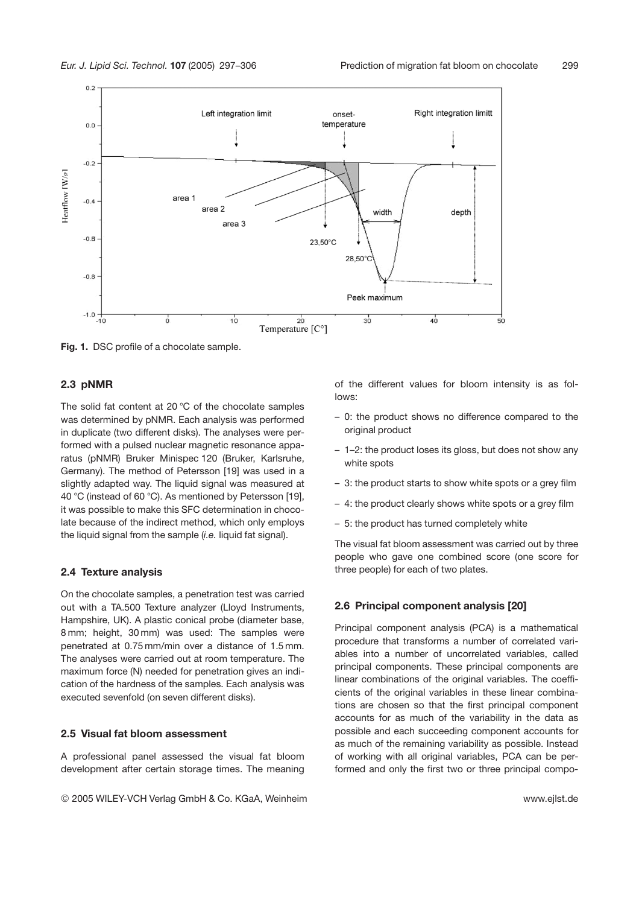Fig. 1. DSC profile of a chocolate sample.

### 2.3 pNMR

The solid fat content at 20 °C of the chocolate samples was determined by pNMR. Each analysis was performed in duplicate (two different disks). The analyses were performed with a pulsed nuclear magnetic resonance apparatus (pNMR) Bruker Minispec 120 (Bruker, Karlsruhe, Germany). The method of Petersson [19] was used in a slightly adapted way. The liquid signal was measured at 40 °C (instead of 60 °C). As mentioned by Petersson [19], it was possible to make this SFC determination in chocolate because of the indirect method, which only employs the liquid signal from the sample (*i.e.* liquid fat signal).

### 2.4 Texture analysis

On the chocolate samples, a penetration test was carried out with a TA.500 Texture analyzer (Lloyd Instruments, Hampshire, UK). A plastic conical probe (diameter base, 8 mm; height, 30 mm) was used: The samples were penetrated at 0.75 mm/min over a distance of 1.5 mm. The analyses were carried out at room temperature. The maximum force (N) needed for penetration gives an indication of the hardness of the samples. Each analysis was executed sevenfold (on seven different disks).

### 2.5 Visual fat bloom assessment

A professional panel assessed the visual fat bloom development after certain storage times. The meaning of the different values for bloom intensity is as follows:

- 0: the product shows no difference compared to the original product
- 1–2: the product loses its gloss, but does not show any white spots
- 3: the product starts to show white spots or a grey film
- 4: the product clearly shows white spots or a grey film
- 5: the product has turned completely white

The visual fat bloom assessment was carried out by three people who gave one combined score (one score for three people) for each of two plates.

### 2.6 Principal component analysis [20]

Principal component analysis (PCA) is a mathematical procedure that transforms a number of correlated variables into a number of uncorrelated variables, called principal components. These principal components are linear combinations of the original variables. The coefficients of the original variables in these linear combinations are chosen so that the first principal component accounts for as much of the variability in the data as possible and each succeeding component accounts for as much of the remaining variability as possible. Instead of working with all original variables, PCA can be performed and only the first two or three principal compo-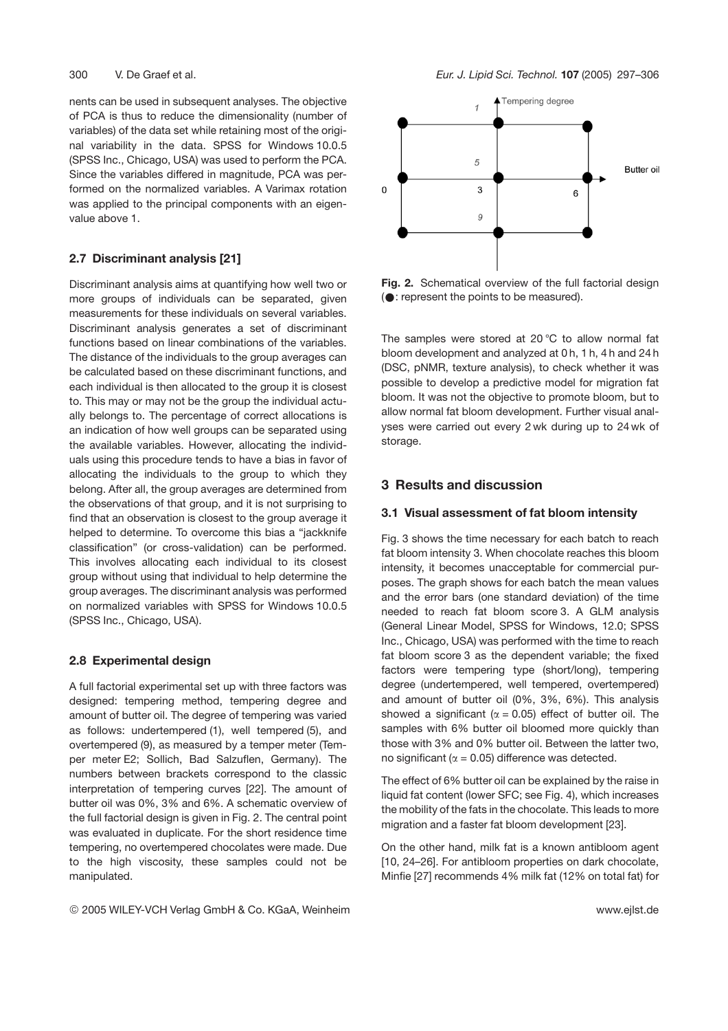nents can be used in subsequent analyses. The objective of PCA is thus to reduce the dimensionality (number of variables) of the data set while retaining most of the original variability in the data. SPSS for Windows 10.0.5 (SPSS Inc., Chicago, USA) was used to perform the PCA. Since the variables differed in magnitude, PCA was performed on the normalized variables. A Varimax rotation was applied to the principal components with an eigenvalue above 1.

### 2.7 Discriminant analysis [21]

Discriminant analysis aims at quantifying how well two or more groups of individuals can be separated, given measurements for these individuals on several variables. Discriminant analysis generates a set of discriminant functions based on linear combinations of the variables. The distance of the individuals to the group averages can be calculated based on these discriminant functions, and each individual is then allocated to the group it is closest to. This may or may not be the group the individual actually belongs to. The percentage of correct allocations is an indication of how well groups can be separated using the available variables. However, allocating the individuals using this procedure tends to have a bias in favor of allocating the individuals to the group to which they belong. After all, the group averages are determined from the observations of that group, and it is not surprising to find that an observation is closest to the group average it helped to determine. To overcome this bias a "jackknife classification" (or cross-validation) can be performed. This involves allocating each individual to its closest group without using that individual to help determine the group averages. The discriminant analysis was performed on normalized variables with SPSS for Windows 10.0.5 (SPSS Inc., Chicago, USA).

### 2.8 Experimental design

A full factorial experimental set up with three factors was designed: tempering method, tempering degree and amount of butter oil. The degree of tempering was varied as follows: undertempered (1), well tempered (5), and overtempered (9), as measured by a temper meter (Temper meter E2; Sollich, Bad Salzuflen, Germany). The numbers between brackets correspond to the classic interpretation of tempering curves [22]. The amount of butter oil was 0%, 3% and 6%. A schematic overview of the full factorial design is given in Fig. 2. The central point was evaluated in duplicate. For the short residence time tempering, no overtempered chocolates were made. Due to the high viscosity, these samples could not be manipulated.

Tempering degree
1
5
9
0
3
6
Butter oil

**Fig. 2.** Schematical overview of the full factorial design (●: represent the points to be measured).

The samples were stored at 20 °C to allow normal fat bloom development and analyzed at 0 h, 1 h, 4 h and 24 h (DSC, pNMR, texture analysis), to check whether it was possible to develop a predictive model for migration fat bloom. It was not the objective to promote bloom, but to allow normal fat bloom development. Further visual analyses were carried out every 2 wk during up to 24 wk of storage.

## 3 Results and discussion

### 3.1 Visual assessment of fat bloom intensity

Fig. 3 shows the time necessary for each batch to reach fat bloom intensity 3. When chocolate reaches this bloom intensity, it becomes unacceptable for commercial purposes. The graph shows for each batch the mean values and the error bars (one standard deviation) of the time needed to reach fat bloom score 3. A GLM analysis (General Linear Model, SPSS for Windows, 12.0; SPSS Inc., Chicago, USA) was performed with the time to reach fat bloom score 3 as the dependent variable; the fixed factors were tempering type (short/long), tempering degree (undertempered, well tempered, overtempered) and amount of butter oil (0%, 3%, 6%). This analysis showed a significant ($\alpha = 0.05$) effect of butter oil. The samples with 6% butter oil bloomed more quickly than those with 3% and 0% butter oil. Between the latter two, no significant ($\alpha = 0.05$) difference was detected.

The effect of 6% butter oil can be explained by the raise in liquid fat content (lower SFC; see Fig. 4), which increases the mobility of the fats in the chocolate. This leads to more migration and a faster fat bloom development [23].

On the other hand, milk fat is a known antibloom agent [10, 24–26]. For antibloom properties on dark chocolate, Minfie [27] recommends 4% milk fat (12% on total fat) for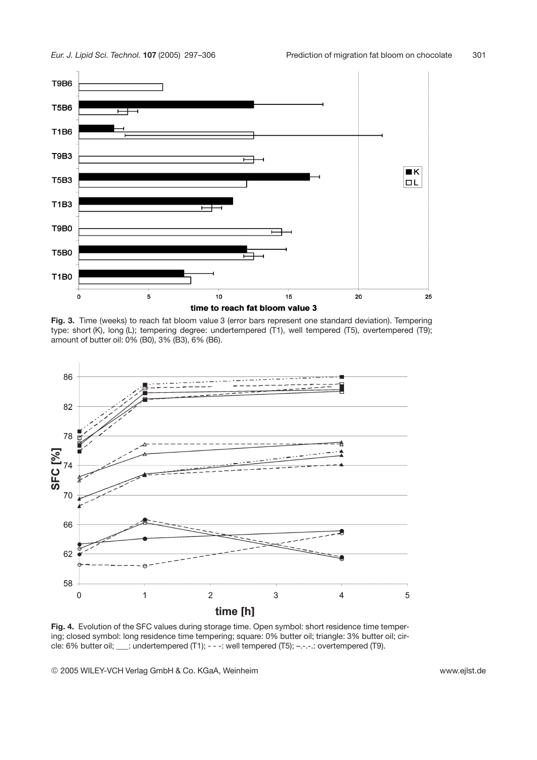**Fig. 3.** Time (weeks) to reach fat bloom value 3 (error bars represent one standard deviation). Tempering type: short (K), long (L); tempering degree: undertempered (T1), well tempered (T5), overtempered (T9); amount of butter oil: 0% (B0), 3% (B3), 6% (B6).

**Fig. 4.** Evolution of the SFC values during storage time. Open symbol: short residence time tempering; closed symbol: long residence time tempering; square: 0% butter oil; triangle: 3% butter oil; circle: 6% butter oil; ___: undertempered (T1); - - -: well tempered (T5); –.-.-.: overtempered (T9).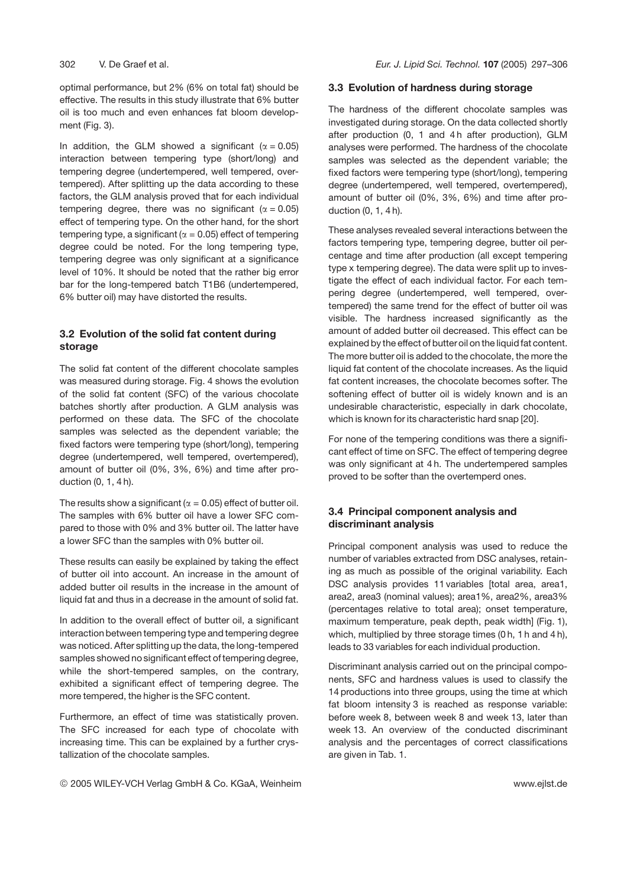optimal performance, but 2% (6% on total fat) should be effective. The results in this study illustrate that 6% butter oil is too much and even enhances fat bloom development (Fig. 3).

In addition, the GLM showed a significant ($\alpha = 0.05$) interaction between tempering type (short/long) and tempering degree (undertempered, well tempered, overtempered). After splitting up the data according to these factors, the GLM analysis proved that for each individual tempering degree, there was no significant ($\alpha = 0.05$) effect of tempering type. On the other hand, for the short tempering type, a significant ($\alpha = 0.05$) effect of tempering degree could be noted. For the long tempering type, tempering degree was only significant at a significance level of 10%. It should be noted that the rather big error bar for the long-tempered batch T1B6 (undertempered, 6% butter oil) may have distorted the results.

### 3.2 Evolution of the solid fat content during storage

The solid fat content of the different chocolate samples was measured during storage. Fig. 4 shows the evolution of the solid fat content (SFC) of the various chocolate batches shortly after production. A GLM analysis was performed on these data. The SFC of the chocolate samples was selected as the dependent variable; the fixed factors were tempering type (short/long), tempering degree (undertempered, well tempered, overtempered), amount of butter oil (0%, 3%, 6%) and time after production (0, 1, 4 h).

The results show a significant ($\alpha = 0.05$) effect of butter oil. The samples with 6% butter oil have a lower SFC compared to those with 0% and 3% butter oil. The latter have a lower SFC than the samples with 0% butter oil.

These results can easily be explained by taking the effect of butter oil into account. An increase in the amount of added butter oil results in the increase in the amount of liquid fat and thus in a decrease in the amount of solid fat.

In addition to the overall effect of butter oil, a significant interaction between tempering type and tempering degree was noticed. After splitting up the data, the long-tempered samples showed no significant effect of tempering degree, while the short-tempered samples, on the contrary, exhibited a significant effect of tempering degree. The more tempered, the higher is the SFC content.

Furthermore, an effect of time was statistically proven. The SFC increased for each type of chocolate with increasing time. This can be explained by a further crystallization of the chocolate samples.

### 3.3 Evolution of hardness during storage

The hardness of the different chocolate samples was investigated during storage. On the data collected shortly after production (0, 1 and 4 h after production), GLM analyses were performed. The hardness of the chocolate samples was selected as the dependent variable; the fixed factors were tempering type (short/long), tempering degree (undertempered, well tempered, overtempered), amount of butter oil (0%, 3%, 6%) and time after production (0, 1, 4 h).

These analyses revealed several interactions between the factors tempering type, tempering degree, butter oil percentage and time after production (all except tempering type x tempering degree). The data were split up to investigate the effect of each individual factor. For each tempering degree (undertempered, well tempered, overtempered) the same trend for the effect of butter oil was visible. The hardness increased significantly as the amount of added butter oil decreased. This effect can be explained by the effect of butter oil on the liquid fat content. The more butter oil is added to the chocolate, the more the liquid fat content of the chocolate increases. As the liquid fat content increases, the chocolate becomes softer. The softening effect of butter oil is widely known and is an undesirable characteristic, especially in dark chocolate, which is known for its characteristic hard snap [20].

For none of the tempering conditions was there a significant effect of time on SFC. The effect of tempering degree was only significant at 4 h. The undertempered samples proved to be softer than the overtemperd ones.

### 3.4 Principal component analysis and discriminant analysis

Principal component analysis was used to reduce the number of variables extracted from DSC analyses, retaining as much as possible of the original variability. Each DSC analysis provides 11 variables [total area, area1, area2, area3 (nominal values); area1%, area2%, area3% (percentages relative to total area); onset temperature, maximum temperature, peak depth, peak width] (Fig. 1), which, multiplied by three storage times (0 h, 1 h and 4 h), leads to 33 variables for each individual production.

Discriminant analysis carried out on the principal components, SFC and hardness values is used to classify the 14 productions into three groups, using the time at which fat bloom intensity 3 is reached as response variable: before week 8, between week 8 and week 13, later than week 13. An overview of the conducted discriminant analysis and the percentages of correct classifications are given in Tab. 1.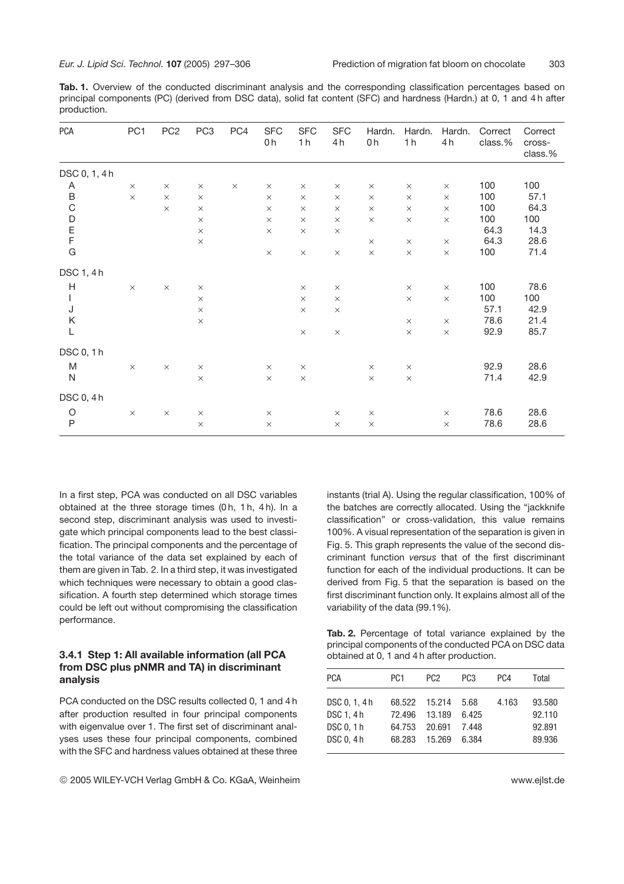**Tab. 1.** Overview of the conducted discriminant analysis and the corresponding classification percentages based on principal components (PC) (derived from DSC data), solid fat content (SFC) and hardness (Hardn.) at 0, 1 and 4 h after production.

| PCA | PC1 | PC2 | PC3 | PC4 | SFC 0 h | SFC 1 h | SFC 4 h | Hardn. 0 h | Hardn. 1 h | Hardn. 4 h | Correct class.% | Correct cross-class.% |
|---|---|---|---|---|---|---|---|---|---|---|---|---|
| DSC 0, 1, 4 h | | | | | | | | | | | | |
| A | × | × | × | × | × | × | × | × | × | × | 100 | 100 |
| B | × | × | × | | × | × | × | × | × | × | 100 | 57.1 |
| C | | × | × | | × | × | × | × | × | × | 100 | 64.3 |
| D | | | × | | × | × | × | × | × | × | 100 | 100 |
| E | | | × | | × | × | × | | | | 64.3 | 14.3 |
| F | | | × | | | | | × | × | × | 64.3 | 28.6 |
| G | | | | | × | × | × | × | × | × | 100 | 71.4 |
| DSC 1, 4 h | | | | | | | | | | | | |
| H | × | × | × | | | × | × | | × | × | 100 | 78.6 |
| I | | | × | | | × | × | | × | × | 100 | 100 |
| J | | | × | | | × | × | | | | 57.1 | 42.9 |
| K | | | × | | | | | | × | × | 78.6 | 21.4 |
| L | | | | | | × | × | | × | × | 92.9 | 85.7 |
| DSC 0, 1 h | | | | | | | | | | | | |
| M | × | × | × | | × | × | | × | × | | 92.9 | 28.6 |
| N | | | × | | × | × | | × | × | | 71.4 | 42.9 |
| DSC 0, 4 h | | | | | | | | | | | | |
| O | × | × | × | | × | | × | × | | × | 78.6 | 28.6 |
| P | | | × | | × | | × | × | | × | 78.6 | 28.6 |

In a first step, PCA was conducted on all DSC variables obtained at the three storage times (0 h, 1 h, 4 h). In a second step, discriminant analysis was used to investigate which principal components lead to the best classification. The principal components and the percentage of the total variance of the data set explained by each of them are given in Tab. 2. In a third step, it was investigated which techniques were necessary to obtain a good classification. A fourth step determined which storage times could be left out without compromising the classification performance.

### 3.4.1 Step 1: All available information (all PCA from DSC plus pNMR and TA) in discriminant analysis

PCA conducted on the DSC results collected 0, 1 and 4 h after production resulted in four principal components with eigenvalue over 1. The first set of discriminant analyses uses these four principal components, combined with the SFC and hardness values obtained at these three instants (trial A). Using the regular classification, 100% of the batches are correctly allocated. Using the "jackknife classification" or cross-validation, this value remains 100%. A visual representation of the separation is given in Fig. 5. This graph represents the value of the second discriminant function *versus* that of the first discriminant function for each of the individual productions. It can be derived from Fig. 5 that the separation is based on the first discriminant function only. It explains almost all of the variability of the data (99.1%).

**Tab. 2.** Percentage of total variance explained by the principal components of the conducted PCA on DSC data obtained at 0, 1 and 4 h after production.

| PCA | PC1 | PC2 | PC3 | PC4 | Total |
|---|---|---|---|---|---|
| DSC 0, 1, 4 h | 68.522 | 15.214 | 5.68 | 4.163 | 93.580 |
| DSC 1, 4 h | 72.496 | 13.189 | 6.425 | | 92.110 |
| DSC 0, 1 h | 64.753 | 20.691 | 7.448 | | 92.891 |
| DSC 0, 4 h | 68.283 | 15.269 | 6.384 | | 89.936 |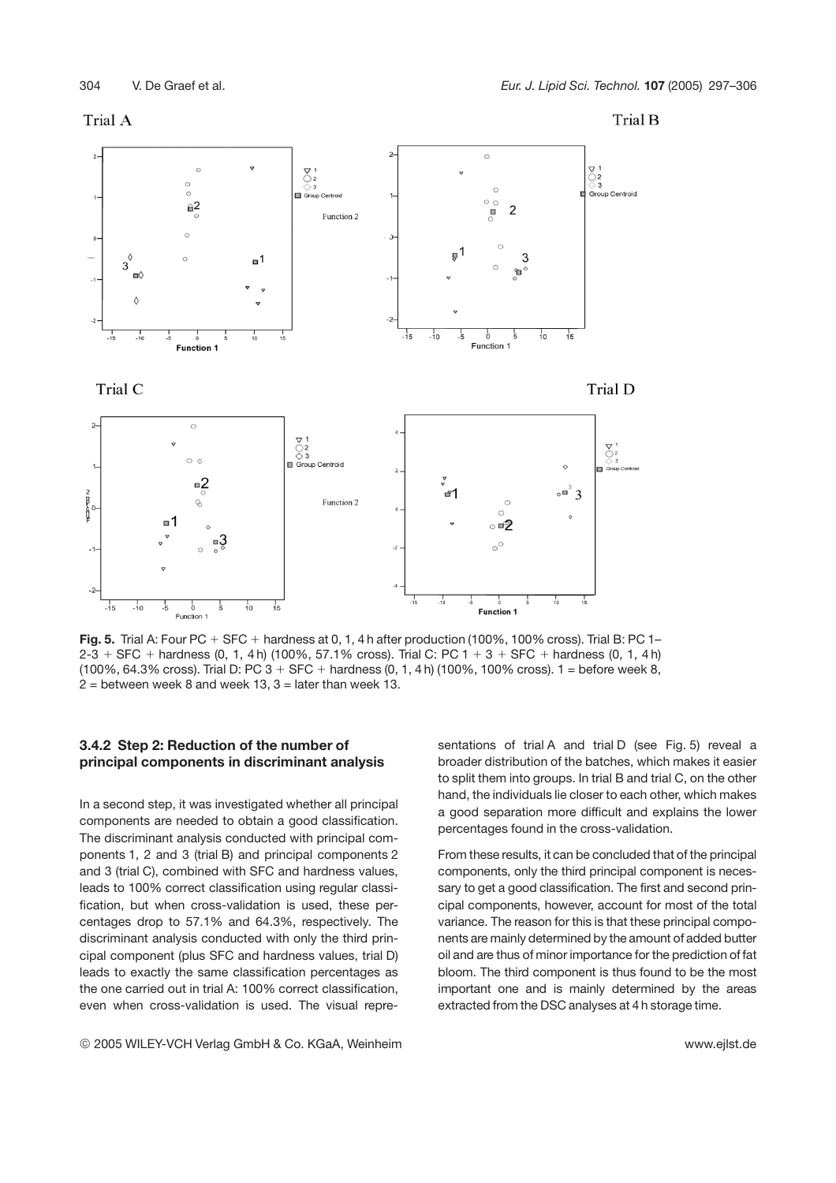**Fig. 5.** Trial A: Four PC + SFC + hardness at 0, 1, 4 h after production (100%, 100% cross). Trial B: PC 1–2-3 + SFC + hardness (0, 1, 4 h) (100%, 57.1% cross). Trial C: PC 1 + 3 + SFC + hardness (0, 1, 4 h) (100%, 64.3% cross). Trial D: PC 3 + SFC + hardness (0, 1, 4 h) (100%, 100% cross). 1 = before week 8, 2 = between week 8 and week 13, 3 = later than week 13.

### 3.4.2 Step 2: Reduction of the number of principal components in discriminant analysis

In a second step, it was investigated whether all principal components are needed to obtain a good classification. The discriminant analysis conducted with principal components 1, 2 and 3 (trial B) and principal components 2 and 3 (trial C), combined with SFC and hardness values, leads to 100% correct classification using regular classification, but when cross-validation is used, these percentages drop to 57.1% and 64.3%, respectively. The discriminant analysis conducted with only the third principal component (plus SFC and hardness values, trial D) leads to exactly the same classification percentages as the one carried out in trial A: 100% correct classification, even when cross-validation is used. The visual representations of trial A and trial D (see Fig. 5) reveal a broader distribution of the batches, which makes it easier to split them into groups. In trial B and trial C, on the other hand, the individuals lie closer to each other, which makes a good separation more difficult and explains the lower percentages found in the cross-validation.

From these results, it can be concluded that of the principal components, only the third principal component is necessary to get a good classification. The first and second principal components, however, account for most of the total variance. The reason for this is that these principal components are mainly determined by the amount of added butter oil and are thus of minor importance for the prediction of fat bloom. The third component is thus found to be the most important one and is mainly determined by the areas extracted from the DSC analyses at 4 h storage time.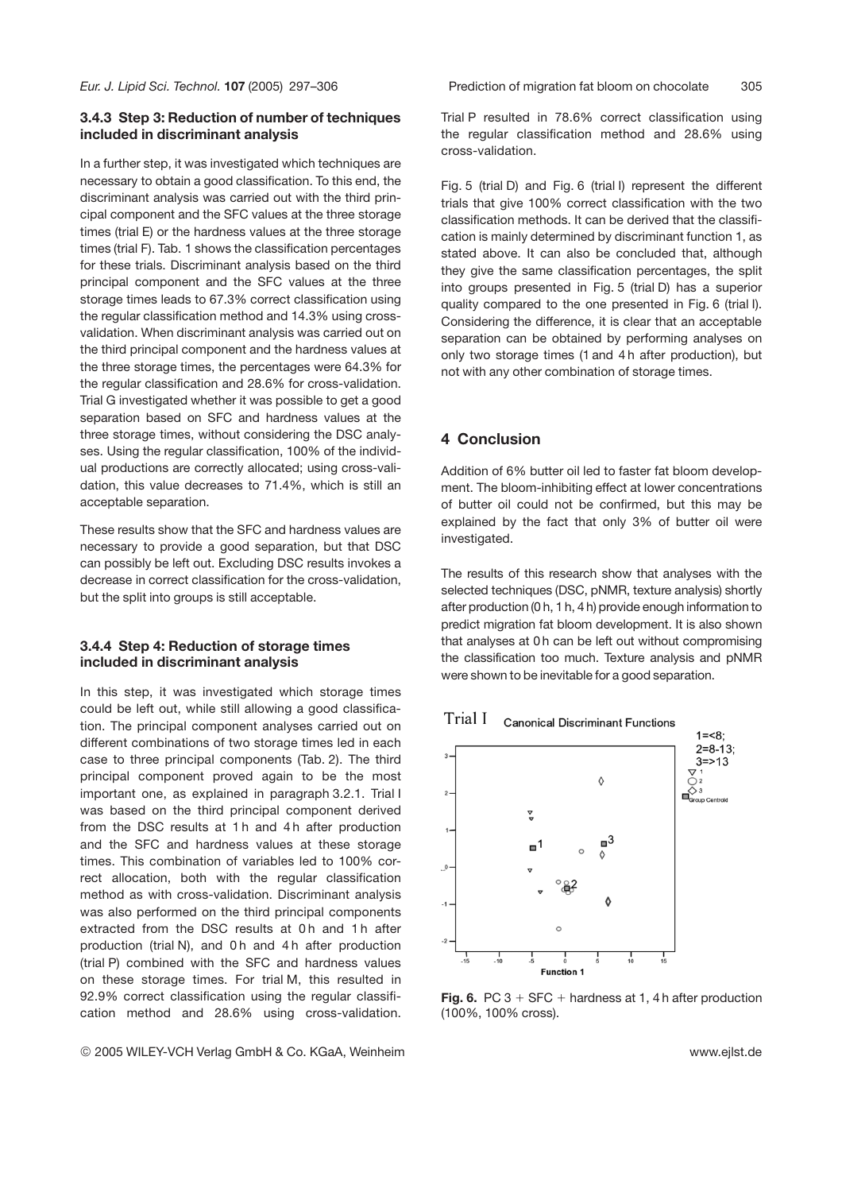### 3.4.3 Step 3: Reduction of number of techniques included in discriminant analysis

In a further step, it was investigated which techniques are necessary to obtain a good classification. To this end, the discriminant analysis was carried out with the third principal component and the SFC values at the three storage times (trial E) or the hardness values at the three storage times (trial F). Tab. 1 shows the classification percentages for these trials. Discriminant analysis based on the third principal component and the SFC values at the three storage times leads to 67.3% correct classification using the regular classification method and 14.3% using cross-validation. When discriminant analysis was carried out on the third principal component and the hardness values at the three storage times, the percentages were 64.3% for the regular classification and 28.6% for cross-validation. Trial G investigated whether it was possible to get a good separation based on SFC and hardness values at the three storage times, without considering the DSC analyses. Using the regular classification, 100% of the individual productions are correctly allocated; using cross-validation, this value decreases to 71.4%, which is still an acceptable separation.

These results show that the SFC and hardness values are necessary to provide a good separation, but that DSC can possibly be left out. Excluding DSC results invokes a decrease in correct classification for the cross-validation, but the split into groups is still acceptable.

### 3.4.4 Step 4: Reduction of storage times included in discriminant analysis

In this step, it was investigated which storage times could be left out, while still allowing a good classification. The principal component analyses carried out on different combinations of two storage times led in each case to three principal components (Tab. 2). The third principal component proved again to be the most important one, as explained in paragraph 3.2.1. Trial I was based on the third principal component derived from the DSC results at 1 h and 4 h after production and the SFC and hardness values at these storage times. This combination of variables led to 100% correct allocation, both with the regular classification method as with cross-validation. Discriminant analysis was also performed on the third principal components extracted from the DSC results at 0 h and 1 h after production (trial N), and 0 h and 4 h after production (trial P) combined with the SFC and hardness values on these storage times. For trial M, this resulted in 92.9% correct classification using the regular classification method and 28.6% using cross-validation. Trial P resulted in 78.6% correct classification using the regular classification method and 28.6% using cross-validation.

Fig. 5 (trial D) and Fig. 6 (trial I) represent the different trials that give 100% correct classification with the two classification methods. It can be derived that the classification is mainly determined by discriminant function 1, as stated above. It can also be concluded that, although they give the same classification percentages, the split into groups presented in Fig. 5 (trial D) has a superior quality compared to the one presented in Fig. 6 (trial I). Considering the difference, it is clear that an acceptable separation can be obtained by performing analyses on only two storage times (1 and 4 h after production), but not with any other combination of storage times.

## 4 Conclusion

Addition of 6% butter oil led to faster fat bloom development. The bloom-inhibiting effect at lower concentrations of butter oil could not be confirmed, but this may be explained by the fact that only 3% of butter oil were investigated.

The results of this research show that analyses with the selected techniques (DSC, pNMR, texture analysis) shortly after production (0 h, 1 h, 4 h) provide enough information to predict migration fat bloom development. It is also shown that analyses at 0 h can be left out without compromising the classification too much. Texture analysis and pNMR were shown to be inevitable for a good separation.

**Fig. 6.** PC 3 + SFC + hardness at 1, 4 h after production (100%, 100% cross).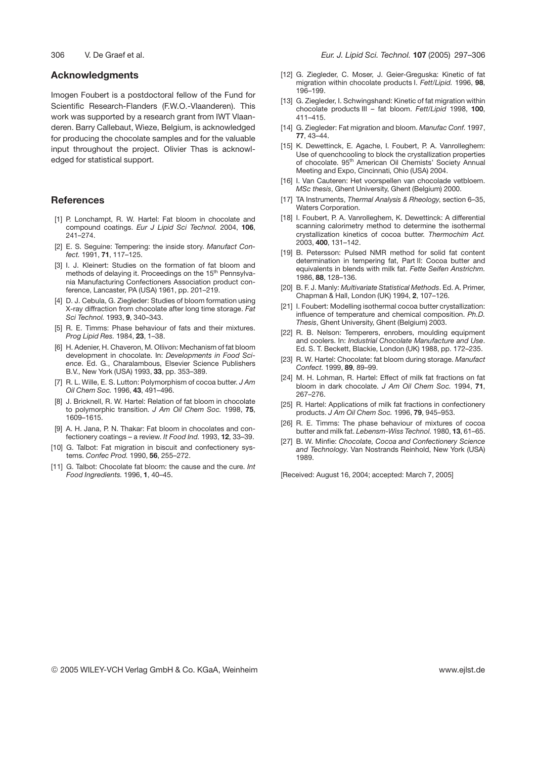## Acknowledgments

Imogen Foubert is a postdoctoral fellow of the Fund for Scientific Research-Flanders (F.W.O.-Vlaanderen). This work was supported by a research grant from IWT Vlaanderen. Barry Callebaut, Wieze, Belgium, is acknowledged for producing the chocolate samples and for the valuable input throughout the project. Olivier Thas is acknowledged for statistical support.

## References

[1] P. Lonchampt, R. W. Hartel: Fat bloom in chocolate and compound coatings. *Eur J Lipid Sci Technol.* 2004, **106**, 241–274.

[2] E. S. Seguine: Tempering: the inside story. *Manufact Confect.* 1991, **71**, 117–125.

[3] I. J. Kleinert: Studies on the formation of fat bloom and methods of delaying it. Proceedings on the 15th Pennsylvania Manufacturing Confectioners Association product conference, Lancaster, PA (USA) 1961, pp. 201–219.

[4] D. J. Cebula, G. Ziegleder: Studies of bloom formation using X-ray diffraction from chocolate after long time storage. *Fat Sci Technol.* 1993, **9**, 340–343.

[5] R. E. Timms: Phase behaviour of fats and their mixtures. *Prog Lipid Res.* 1984, **23**, 1–38.

[6] H. Adenier, H. Chaveron, M. Ollivon: Mechanism of fat bloom development in chocolate. In: *Developments in Food Science*. Ed. G., Charalambous, Elsevier Science Publishers B.V., New York (USA) 1993, **33**, pp. 353–389.

[7] R. L. Wille, E. S. Lutton: Polymorphism of cocoa butter. *J Am Oil Chem Soc.* 1996, **43**, 491–496.

[8] J. Bricknell, R. W. Hartel: Relation of fat bloom in chocolate to polymorphic transition. *J Am Oil Chem Soc.* 1998, **75**, 1609–1615.

[9] A. H. Jana, P. N. Thakar: Fat bloom in chocolates and confectionery coatings – a review. *It Food Ind.* 1993, **12**, 33–39.

[10] G. Talbot: Fat migration in biscuit and confectionery systems. *Confec Prod.* 1990, **56**, 255–272.

[11] G. Talbot: Chocolate fat bloom: the cause and the cure. *Int Food Ingredients.* 1996, **1**, 40–45.

[12] G. Ziegleder, C. Moser, J. Geier-Greguska: Kinetic of fat migration within chocolate products I. *Fett/Lipid.* 1996, **98**, 196–199.

[13] G. Ziegleder, I. Schwingshand: Kinetic of fat migration within chocolate products III – fat bloom. *Fett/Lipid* 1998, **100**, 411–415.

[14] G. Ziegleder: Fat migration and bloom. *Manufac Conf.* 1997, **77**, 43–44.

[15] K. Dewettinck, E. Agache, I. Foubert, P. A. Vanrolleghem: Use of quenchcooling to block the crystallization properties of chocolate. 95th American Oil Chemists' Society Annual Meeting and Expo, Cincinnati, Ohio (USA) 2004.

[16] I. Van Cauteren: Het voorspellen van chocolade vetbloem. *MSc thesis*, Ghent University, Ghent (Belgium) 2000.

[17] TA Instruments, *Thermal Analysis & Rheology*, section 6–35, Waters Corporation.

[18] I. Foubert, P. A. Vanrolleghem, K. Dewettinck: A differential scanning calorimetry method to determine the isothermal crystallization kinetics of cocoa butter. *Thermochim Act.* 2003, **400**, 131–142.

[19] B. Petersson: Pulsed NMR method for solid fat content determination in tempering fat, Part II: Cocoa butter and equivalents in blends with milk fat. *Fette Seifen Anstrichm.* 1986, **88**, 128–136.

[20] B. F. J. Manly: *Multivariate Statistical Methods*. Ed. A. Primer, Chapman & Hall, London (UK) 1994, **2**, 107–126.

[21] I. Foubert: Modelling isothermal cocoa butter crystallization: influence of temperature and chemical composition. *Ph.D. Thesis*, Ghent University, Ghent (Belgium) 2003.

[22] R. B. Nelson: Temperers, enrobers, moulding equipment and coolers. In: *Industrial Chocolate Manufacture and Use*. Ed. S. T. Beckett, Blackie, London (UK) 1988, pp. 172–235.

[23] R. W. Hartel: Chocolate: fat bloom during storage. *Manufact Confect.* 1999, **89**, 89–99.

[24] M. H. Lohman, R. Hartel: Effect of milk fat fractions on fat bloom in dark chocolate. *J Am Oil Chem Soc.* 1994, **71**, 267–276.

[25] R. Hartel: Applications of milk fat fractions in confectionery products. *J Am Oil Chem Soc.* 1996, **79**, 945–953.

[26] R. E. Timms: The phase behaviour of mixtures of cocoa butter and milk fat. *Lebensm-Wiss Technol.* 1980, **13**, 61–65.

[27] B. W. Minfie: *Chocolate, Cocoa and Confectionery Science and Technology*. Van Nostrands Reinhold, New York (USA) 1989.

[Received: August 16, 2004; accepted: March 7, 2005]